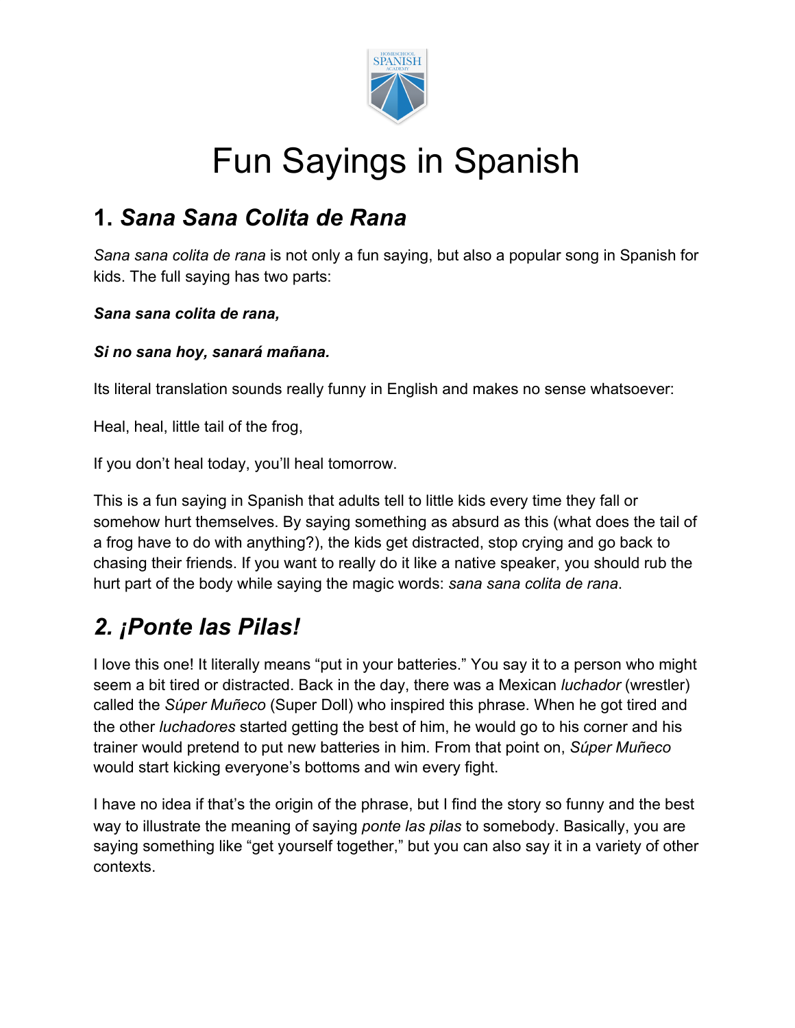# Fun Sayings in Spanish

## 1. *Sana Sana Colita de Rana*

*Sana sana colita de rana* is not only a fun saying, but also a popular song in Spanish for kids. The full saying has two parts:

***Sana sana colita de rana,***

***Si no sana hoy, sanará mañana.***

Its literal translation sounds really funny in English and makes no sense whatsoever:

Heal, heal, little tail of the frog,

If you don't heal today, you'll heal tomorrow.

This is a fun saying in Spanish that adults tell to little kids every time they fall or somehow hurt themselves. By saying something as absurd as this (what does the tail of a frog have to do with anything?), the kids get distracted, stop crying and go back to chasing their friends. If you want to really do it like a native speaker, you should rub the hurt part of the body while saying the magic words: *sana sana colita de rana*.

## *2. ¡Ponte las Pilas!*

I love this one! It literally means "put in your batteries." You say it to a person who might seem a bit tired or distracted. Back in the day, there was a Mexican *luchador* (wrestler) called the *Súper Muñeco* (Super Doll) who inspired this phrase. When he got tired and the other *luchadores* started getting the best of him, he would go to his corner and his trainer would pretend to put new batteries in him. From that point on, *Súper Muñeco* would start kicking everyone's bottoms and win every fight.

I have no idea if that's the origin of the phrase, but I find the story so funny and the best way to illustrate the meaning of saying *ponte las pilas* to somebody. Basically, you are saying something like "get yourself together," but you can also say it in a variety of other contexts.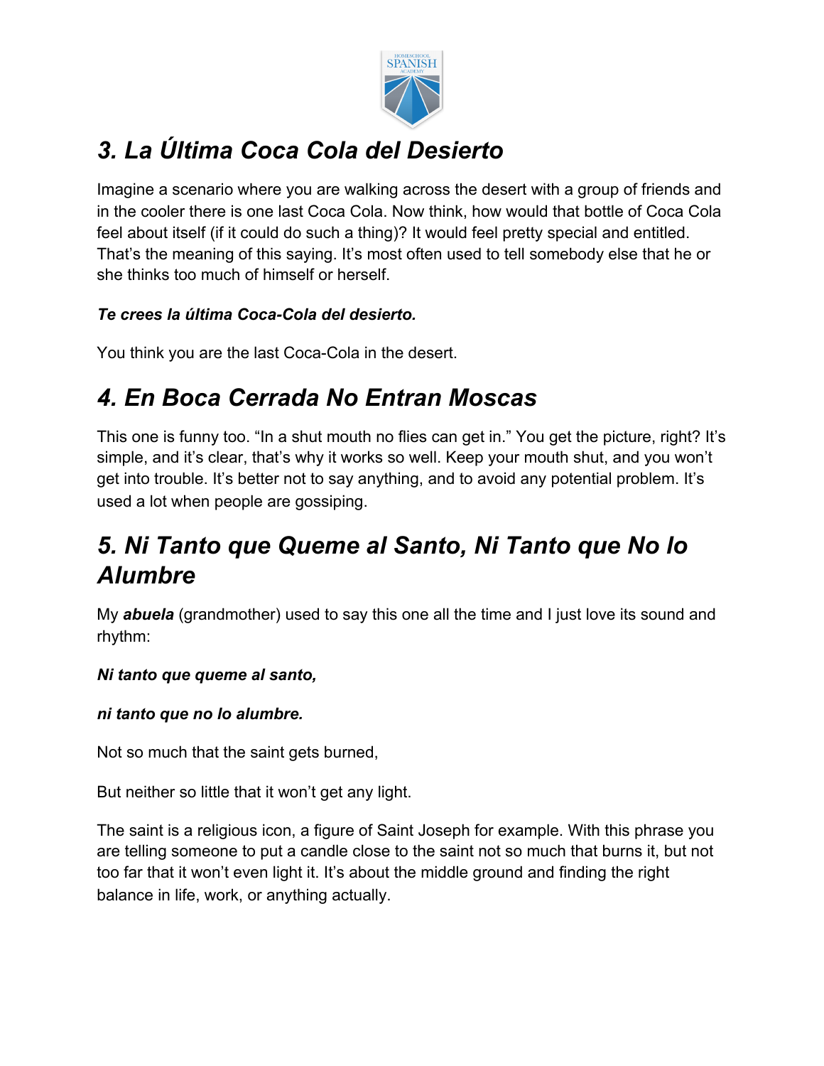## *3. La Última Coca Cola del Desierto*

Imagine a scenario where you are walking across the desert with a group of friends and in the cooler there is one last Coca Cola. Now think, how would that bottle of Coca Cola feel about itself (if it could do such a thing)? It would feel pretty special and entitled. That's the meaning of this saying. It's most often used to tell somebody else that he or she thinks too much of himself or herself.

***Te crees la última Coca-Cola del desierto.***

You think you are the last Coca-Cola in the desert.

## *4. En Boca Cerrada No Entran Moscas*

This one is funny too. "In a shut mouth no flies can get in." You get the picture, right? It's simple, and it's clear, that's why it works so well. Keep your mouth shut, and you won't get into trouble. It's better not to say anything, and to avoid any potential problem. It's used a lot when people are gossiping.

## *5. Ni Tanto que Queme al Santo, Ni Tanto que No lo Alumbre*

My ***abuela*** (grandmother) used to say this one all the time and I just love its sound and rhythm:

***Ni tanto que queme al santo,***

***ni tanto que no lo alumbre.***

Not so much that the saint gets burned,

But neither so little that it won't get any light.

The saint is a religious icon, a figure of Saint Joseph for example. With this phrase you are telling someone to put a candle close to the saint not so much that burns it, but not too far that it won't even light it. It's about the middle ground and finding the right balance in life, work, or anything actually.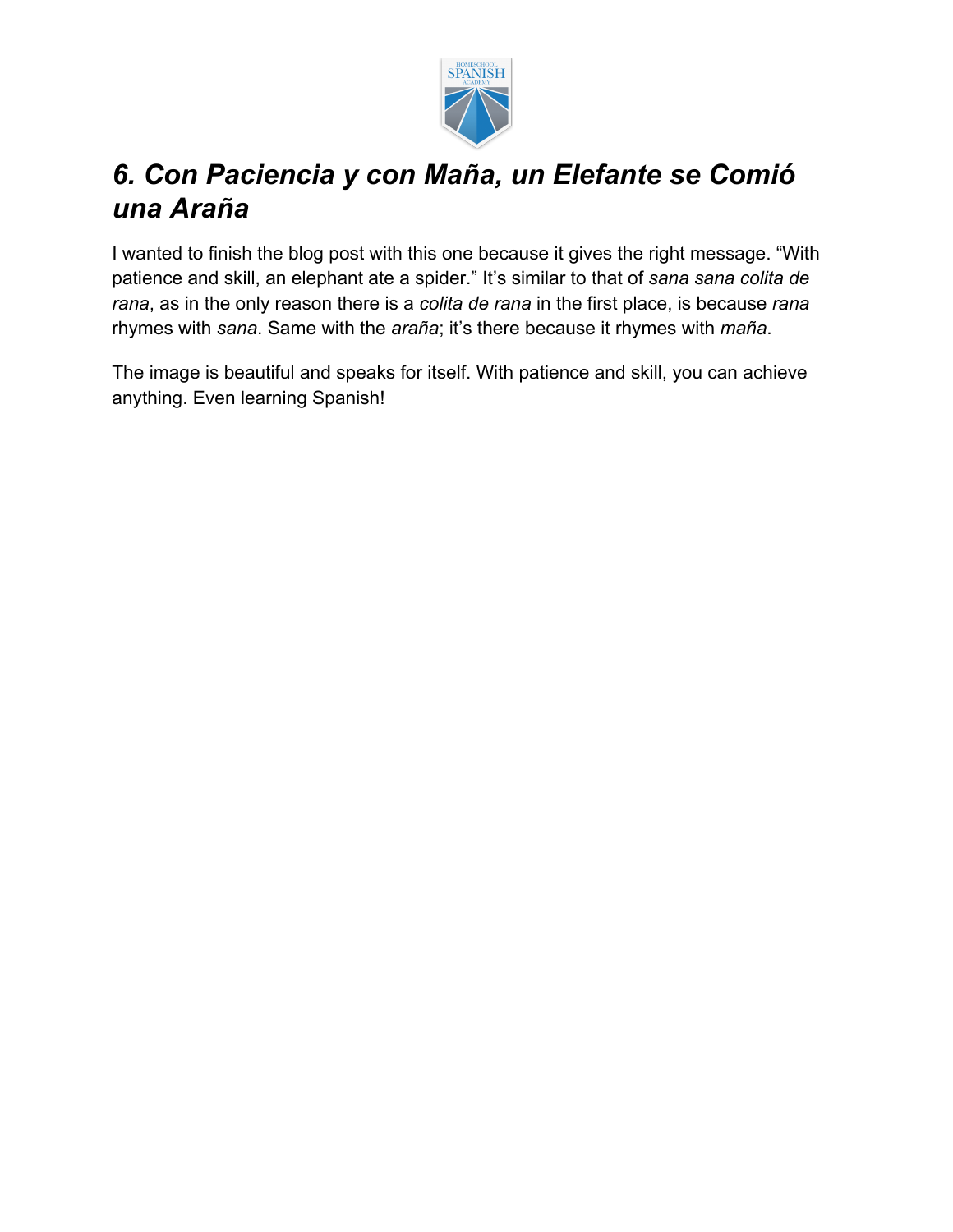## *6. Con Paciencia y con Maña, un Elefante se Comió una Araña*

I wanted to finish the blog post with this one because it gives the right message. “With patience and skill, an elephant ate a spider.” It’s similar to that of *sana sana colita de rana*, as in the only reason there is a *colita de rana* in the first place, is because *rana* rhymes with *sana*. Same with the *araña*; it’s there because it rhymes with *maña*.

The image is beautiful and speaks for itself. With patience and skill, you can achieve anything. Even learning Spanish!